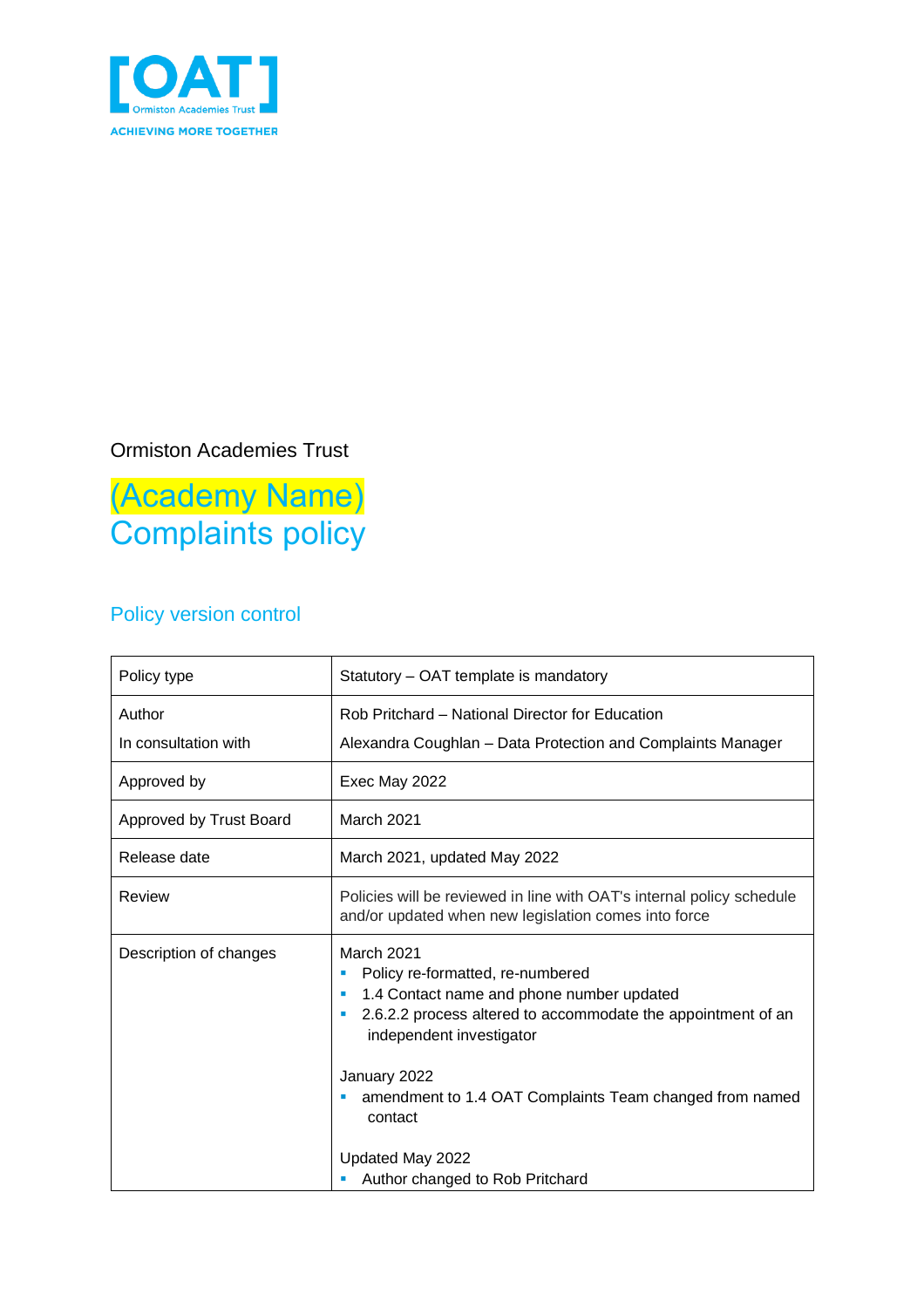[OAT]
Ormiston Academies Trust

ACHIEVING MORE TOGETHER

Ormiston Academies Trust

# (Academy Name) Complaints policy

## Policy version control

| Policy type | Statutory – OAT template is mandatory |
|---|---|
| Author<br>In consultation with | Rob Pritchard – National Director for Education<br>Alexandra Coughlan – Data Protection and Complaints Manager |
| Approved by | Exec May 2022 |
| Approved by Trust Board | March 2021 |
| Release date | March 2021, updated May 2022 |
| Review | Policies will be reviewed in line with OAT's internal policy schedule and/or updated when new legislation comes into force |
| Description of changes | March 2021<br>▪ Policy re-formatted, re-numbered<br>▪ 1.4 Contact name and phone number updated<br>▪ 2.6.2.2 process altered to accommodate the appointment of an independent investigator<br><br>January 2022<br>▪ amendment to 1.4 OAT Complaints Team changed from named contact<br><br>Updated May 2022<br>▪ Author changed to Rob Pritchard |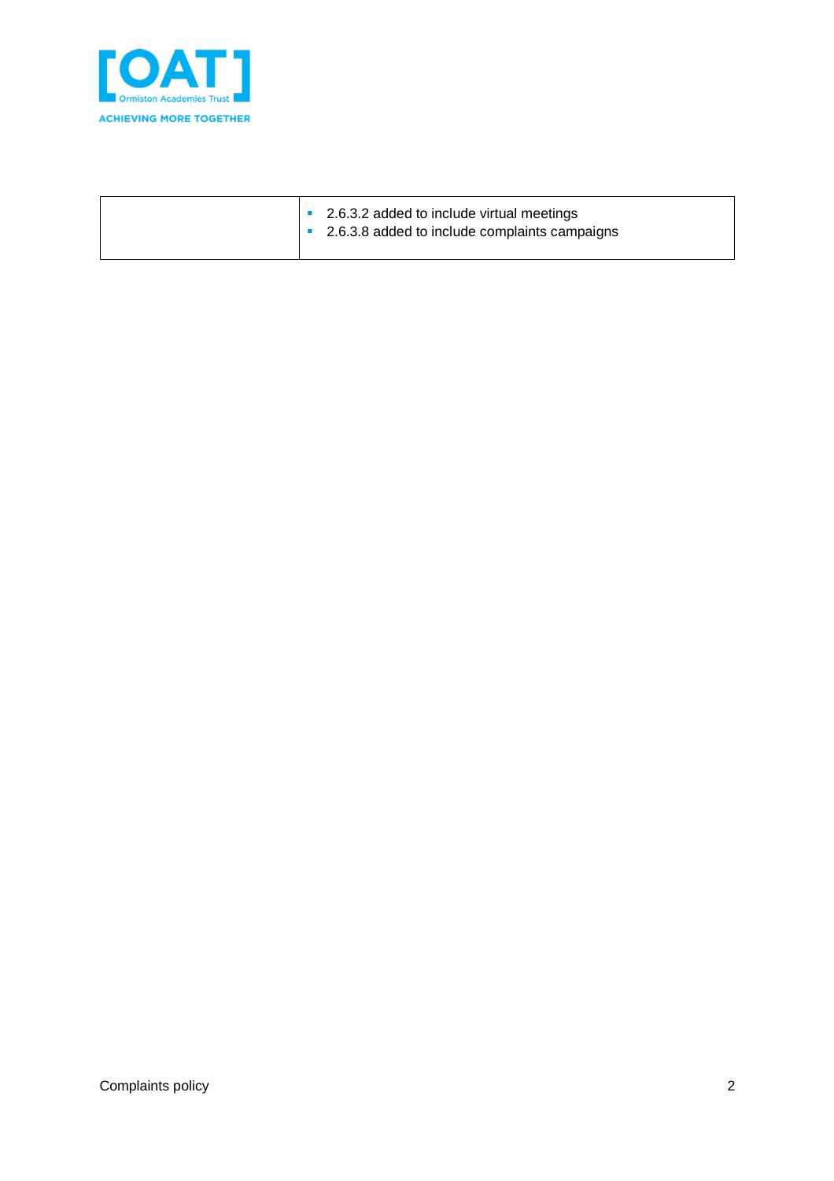| | |
|---|---|
| | - 2.6.3.2 added to include virtual meetings<br>- 2.6.3.8 added to include complaints campaigns |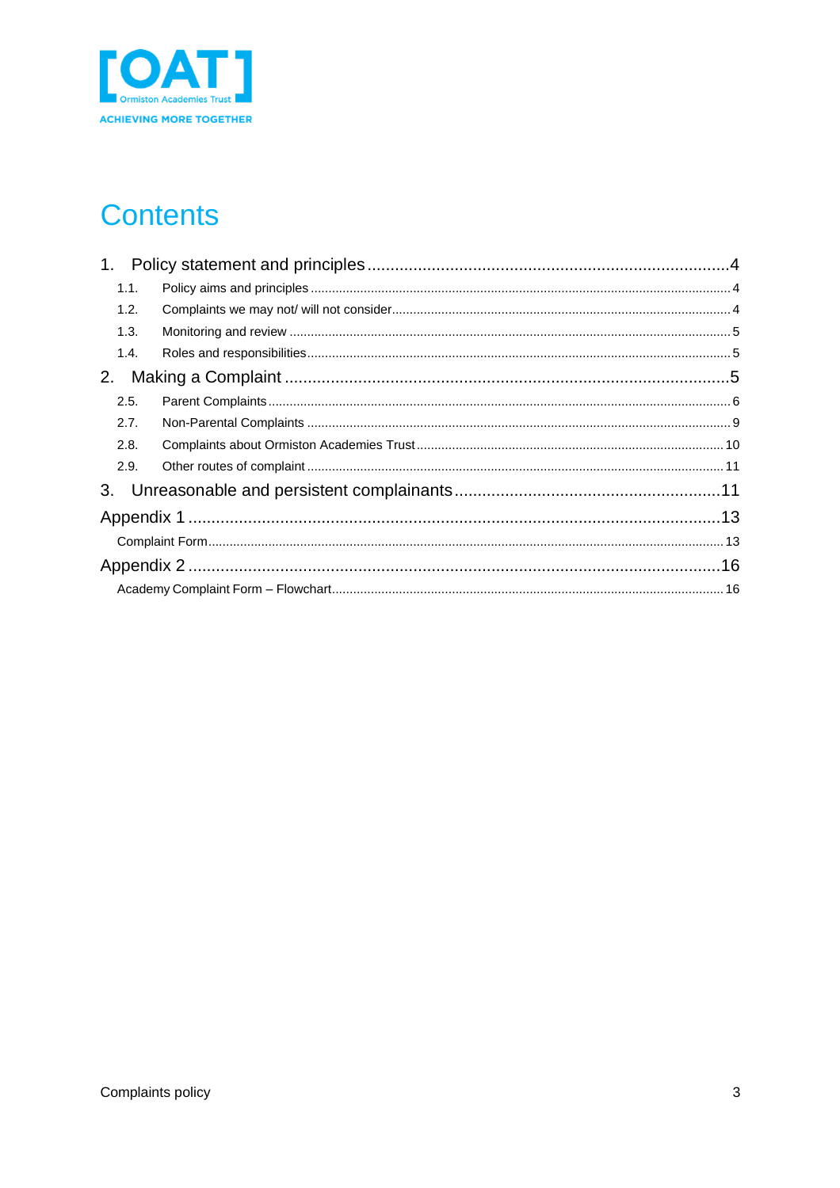# Contents

1. Policy statement and principles ........ 4
   - 1.1. Policy aims and principles ........ 4
   - 1.2. Complaints we may not/ will not consider ........ 4
   - 1.3. Monitoring and review ........ 5
   - 1.4. Roles and responsibilities ........ 5
2. Making a Complaint ........ 5
   - 2.5. Parent Complaints ........ 6
   - 2.7. Non-Parental Complaints ........ 9
   - 2.8. Complaints about Ormiston Academies Trust ........ 10
   - 2.9. Other routes of complaint ........ 11
3. Unreasonable and persistent complainants ........ 11

Appendix 1 ........ 13
- Complaint Form ........ 13

Appendix 2 ........ 16
- Academy Complaint Form – Flowchart ........ 16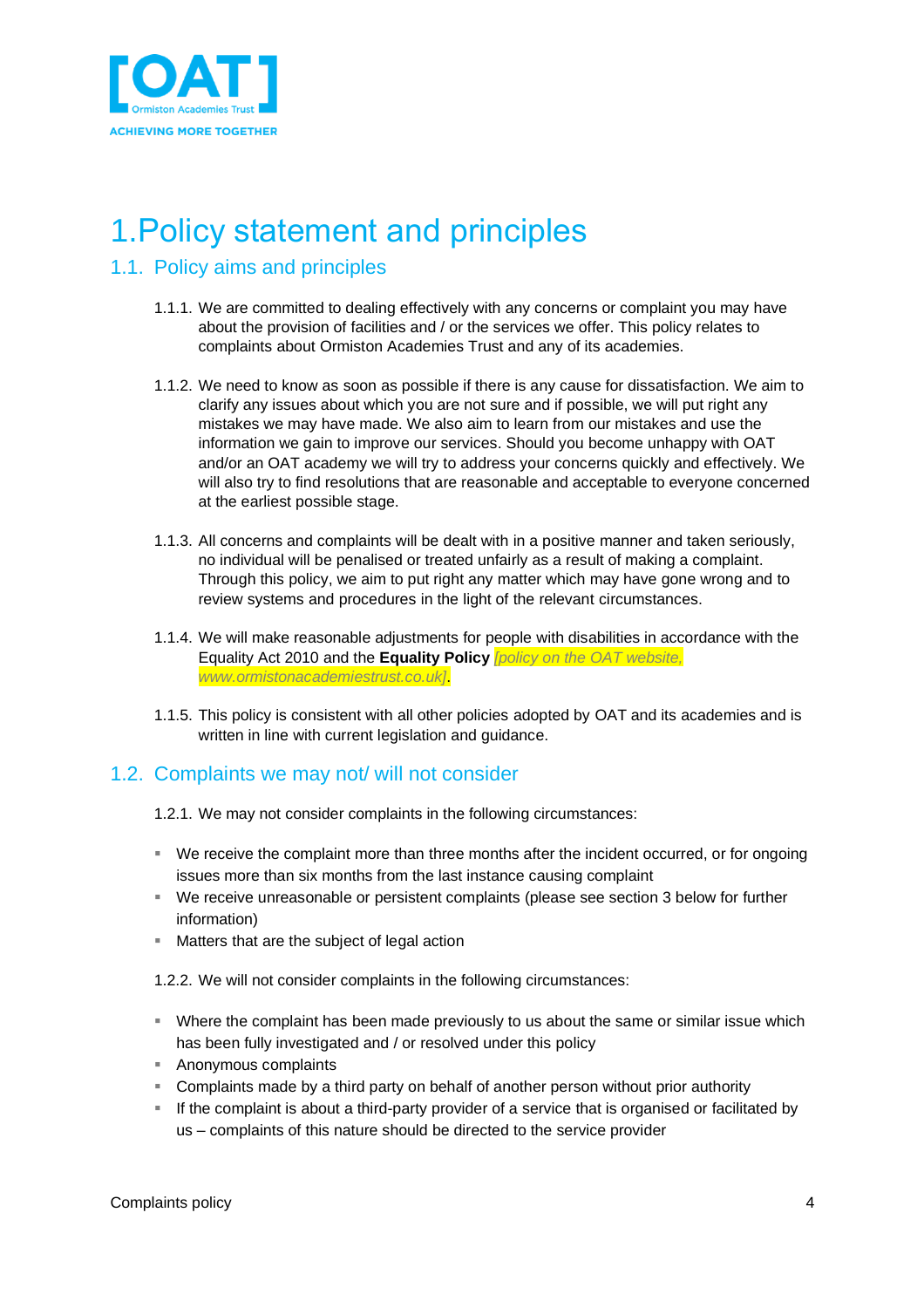# 1.Policy statement and principles

## 1.1. Policy aims and principles

1.1.1. We are committed to dealing effectively with any concerns or complaint you may have about the provision of facilities and / or the services we offer. This policy relates to complaints about Ormiston Academies Trust and any of its academies.

1.1.2. We need to know as soon as possible if there is any cause for dissatisfaction. We aim to clarify any issues about which you are not sure and if possible, we will put right any mistakes we may have made. We also aim to learn from our mistakes and use the information we gain to improve our services. Should you become unhappy with OAT and/or an OAT academy we will try to address your concerns quickly and effectively. We will also try to find resolutions that are reasonable and acceptable to everyone concerned at the earliest possible stage.

1.1.3. All concerns and complaints will be dealt with in a positive manner and taken seriously, no individual will be penalised or treated unfairly as a result of making a complaint. Through this policy, we aim to put right any matter which may have gone wrong and to review systems and procedures in the light of the relevant circumstances.

1.1.4. We will make reasonable adjustments for people with disabilities in accordance with the Equality Act 2010 and the **Equality Policy** *[policy on the OAT website, www.ormistonacademiestrust.co.uk]*.

1.1.5. This policy is consistent with all other policies adopted by OAT and its academies and is written in line with current legislation and guidance.

## 1.2. Complaints we may not/ will not consider

1.2.1. We may not consider complaints in the following circumstances:

- We receive the complaint more than three months after the incident occurred, or for ongoing issues more than six months from the last instance causing complaint
- We receive unreasonable or persistent complaints (please see section 3 below for further information)
- Matters that are the subject of legal action

1.2.2. We will not consider complaints in the following circumstances:

- Where the complaint has been made previously to us about the same or similar issue which has been fully investigated and / or resolved under this policy
- Anonymous complaints
- Complaints made by a third party on behalf of another person without prior authority
- If the complaint is about a third-party provider of a service that is organised or facilitated by us – complaints of this nature should be directed to the service provider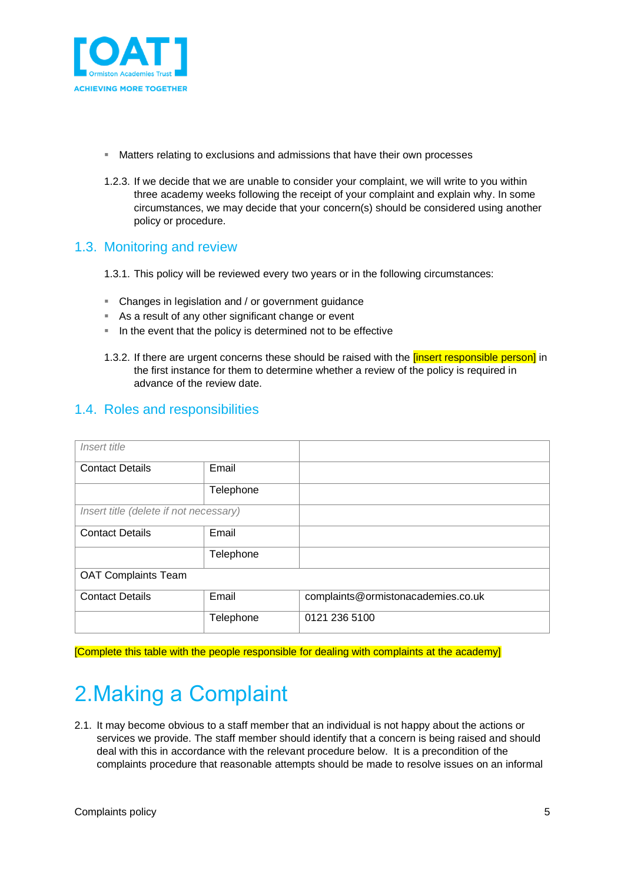- Matters relating to exclusions and admissions that have their own processes

1.2.3. If we decide that we are unable to consider your complaint, we will write to you within three academy weeks following the receipt of your complaint and explain why. In some circumstances, we may decide that your concern(s) should be considered using another policy or procedure.

## 1.3. Monitoring and review

1.3.1. This policy will be reviewed every two years or in the following circumstances:

- Changes in legislation and / or government guidance
- As a result of any other significant change or event
- In the event that the policy is determined not to be effective

1.3.2. If there are urgent concerns these should be raised with the [insert responsible person] in the first instance for them to determine whether a review of the policy is required in advance of the review date.

## 1.4. Roles and responsibilities

| *Insert title* | | |
|---|---|---|
| Contact Details | Email | |
| | Telephone | |
| *Insert title (delete if not necessary)* | | |
| Contact Details | Email | |
| | Telephone | |
| OAT Complaints Team | | |
| Contact Details | Email | complaints@ormistonacademies.co.uk |
| | Telephone | 0121 236 5100 |

[Complete this table with the people responsible for dealing with complaints at the academy]

# 2. Making a Complaint

2.1. It may become obvious to a staff member that an individual is not happy about the actions or services we provide. The staff member should identify that a concern is being raised and should deal with this in accordance with the relevant procedure below. It is a precondition of the complaints procedure that reasonable attempts should be made to resolve issues on an informal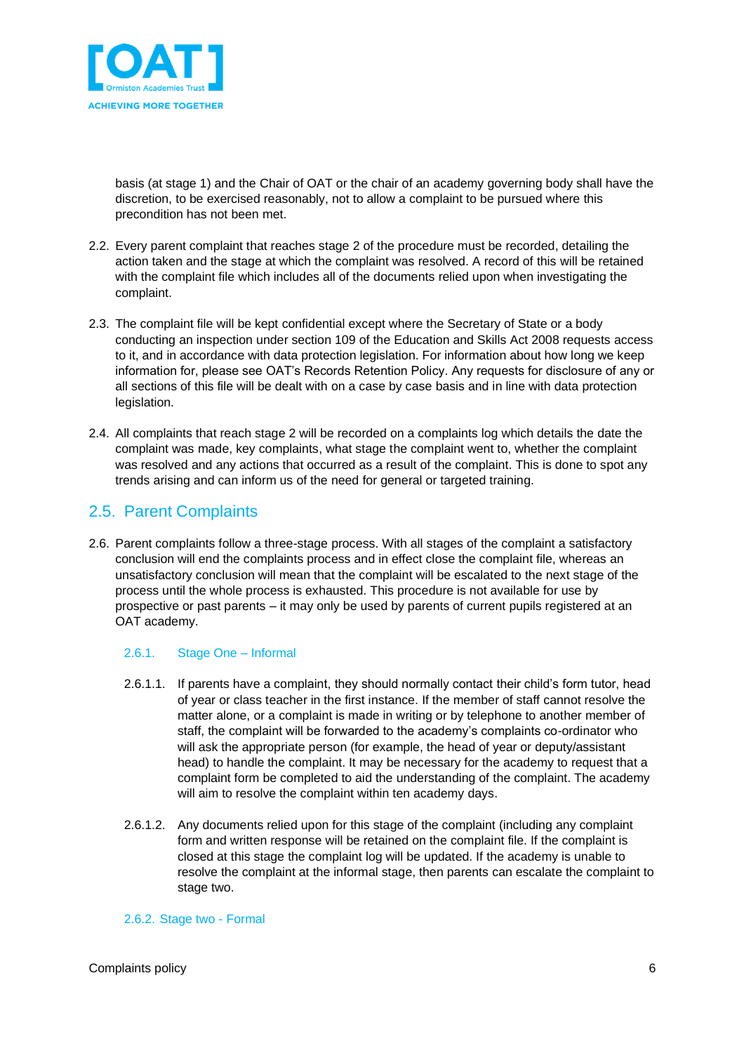basis (at stage 1) and the Chair of OAT or the chair of an academy governing body shall have the discretion, to be exercised reasonably, not to allow a complaint to be pursued where this precondition has not been met.

2.2. Every parent complaint that reaches stage 2 of the procedure must be recorded, detailing the action taken and the stage at which the complaint was resolved. A record of this will be retained with the complaint file which includes all of the documents relied upon when investigating the complaint.

2.3. The complaint file will be kept confidential except where the Secretary of State or a body conducting an inspection under section 109 of the Education and Skills Act 2008 requests access to it, and in accordance with data protection legislation. For information about how long we keep information for, please see OAT's Records Retention Policy. Any requests for disclosure of any or all sections of this file will be dealt with on a case by case basis and in line with data protection legislation.

2.4. All complaints that reach stage 2 will be recorded on a complaints log which details the date the complaint was made, key complaints, what stage the complaint went to, whether the complaint was resolved and any actions that occurred as a result of the complaint. This is done to spot any trends arising and can inform us of the need for general or targeted training.

## 2.5. Parent Complaints

2.6. Parent complaints follow a three-stage process. With all stages of the complaint a satisfactory conclusion will end the complaints process and in effect close the complaint file, whereas an unsatisfactory conclusion will mean that the complaint will be escalated to the next stage of the process until the whole process is exhausted. This procedure is not available for use by prospective or past parents – it may only be used by parents of current pupils registered at an OAT academy.

### 2.6.1. Stage One – Informal

2.6.1.1. If parents have a complaint, they should normally contact their child's form tutor, head of year or class teacher in the first instance. If the member of staff cannot resolve the matter alone, or a complaint is made in writing or by telephone to another member of staff, the complaint will be forwarded to the academy's complaints co-ordinator who will ask the appropriate person (for example, the head of year or deputy/assistant head) to handle the complaint. It may be necessary for the academy to request that a complaint form be completed to aid the understanding of the complaint. The academy will aim to resolve the complaint within ten academy days.

2.6.1.2. Any documents relied upon for this stage of the complaint (including any complaint form and written response will be retained on the complaint file. If the complaint is closed at this stage the complaint log will be updated. If the academy is unable to resolve the complaint at the informal stage, then parents can escalate the complaint to stage two.

### 2.6.2. Stage two - Formal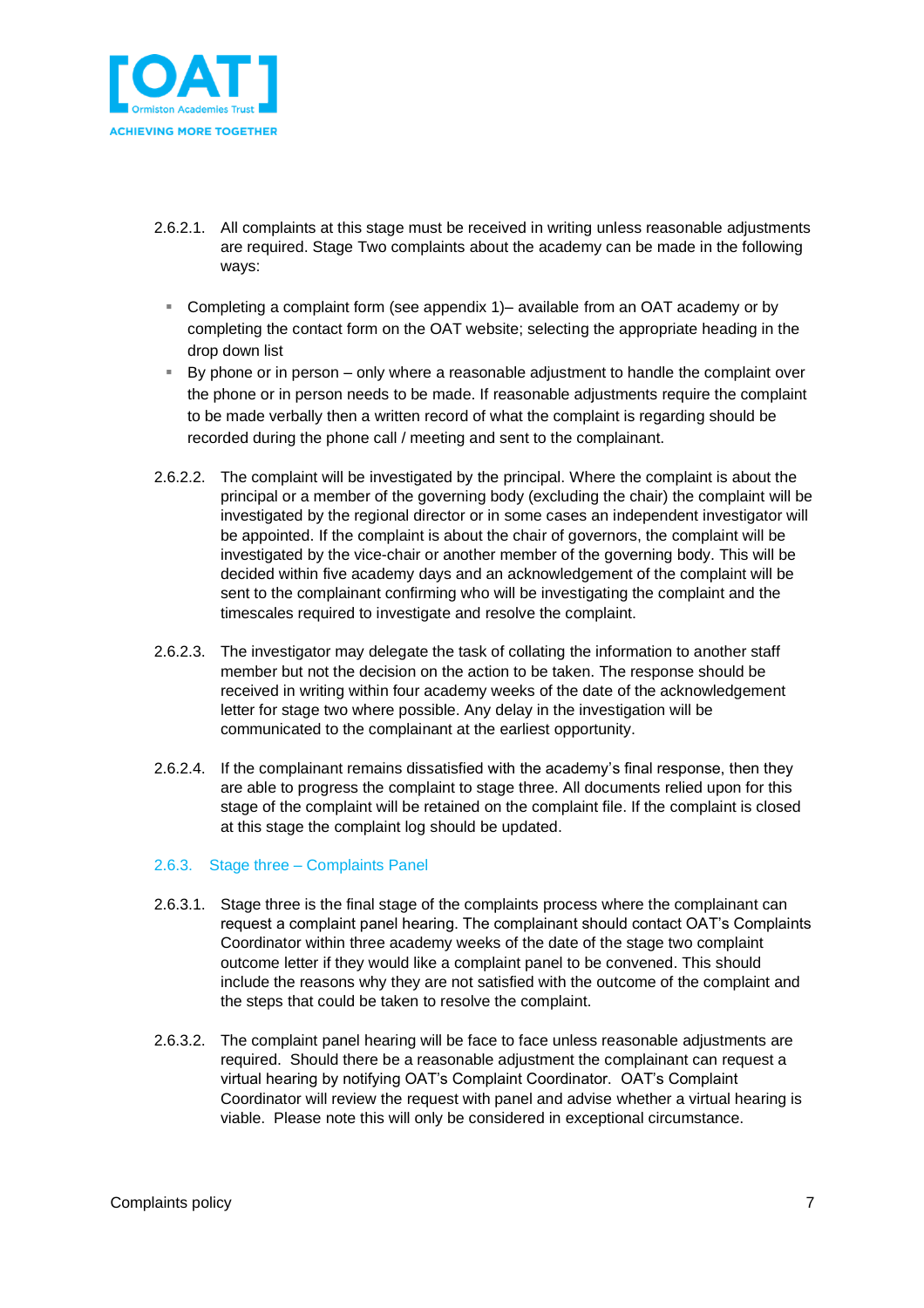2.6.2.1. All complaints at this stage must be received in writing unless reasonable adjustments are required. Stage Two complaints about the academy can be made in the following ways:

- Completing a complaint form (see appendix 1)– available from an OAT academy or by completing the contact form on the OAT website; selecting the appropriate heading in the drop down list
- By phone or in person – only where a reasonable adjustment to handle the complaint over the phone or in person needs to be made. If reasonable adjustments require the complaint to be made verbally then a written record of what the complaint is regarding should be recorded during the phone call / meeting and sent to the complainant.

2.6.2.2. The complaint will be investigated by the principal. Where the complaint is about the principal or a member of the governing body (excluding the chair) the complaint will be investigated by the regional director or in some cases an independent investigator will be appointed. If the complaint is about the chair of governors, the complaint will be investigated by the vice-chair or another member of the governing body. This will be decided within five academy days and an acknowledgement of the complaint will be sent to the complainant confirming who will be investigating the complaint and the timescales required to investigate and resolve the complaint.

2.6.2.3. The investigator may delegate the task of collating the information to another staff member but not the decision on the action to be taken. The response should be received in writing within four academy weeks of the date of the acknowledgement letter for stage two where possible. Any delay in the investigation will be communicated to the complainant at the earliest opportunity.

2.6.2.4. If the complainant remains dissatisfied with the academy's final response, then they are able to progress the complaint to stage three. All documents relied upon for this stage of the complaint will be retained on the complaint file. If the complaint is closed at this stage the complaint log should be updated.

### 2.6.3. Stage three – Complaints Panel

2.6.3.1. Stage three is the final stage of the complaints process where the complainant can request a complaint panel hearing. The complainant should contact OAT's Complaints Coordinator within three academy weeks of the date of the stage two complaint outcome letter if they would like a complaint panel to be convened. This should include the reasons why they are not satisfied with the outcome of the complaint and the steps that could be taken to resolve the complaint.

2.6.3.2. The complaint panel hearing will be face to face unless reasonable adjustments are required. Should there be a reasonable adjustment the complainant can request a virtual hearing by notifying OAT's Complaint Coordinator. OAT's Complaint Coordinator will review the request with panel and advise whether a virtual hearing is viable. Please note this will only be considered in exceptional circumstance.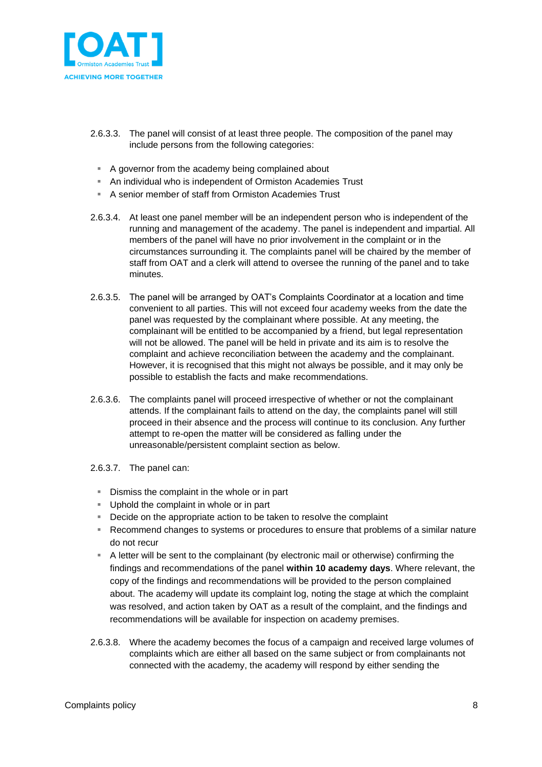2.6.3.3. The panel will consist of at least three people. The composition of the panel may include persons from the following categories:

- A governor from the academy being complained about
- An individual who is independent of Ormiston Academies Trust
- A senior member of staff from Ormiston Academies Trust

2.6.3.4. At least one panel member will be an independent person who is independent of the running and management of the academy. The panel is independent and impartial. All members of the panel will have no prior involvement in the complaint or in the circumstances surrounding it. The complaints panel will be chaired by the member of staff from OAT and a clerk will attend to oversee the running of the panel and to take minutes.

2.6.3.5. The panel will be arranged by OAT's Complaints Coordinator at a location and time convenient to all parties. This will not exceed four academy weeks from the date the panel was requested by the complainant where possible. At any meeting, the complainant will be entitled to be accompanied by a friend, but legal representation will not be allowed. The panel will be held in private and its aim is to resolve the complaint and achieve reconciliation between the academy and the complainant. However, it is recognised that this might not always be possible, and it may only be possible to establish the facts and make recommendations.

2.6.3.6. The complaints panel will proceed irrespective of whether or not the complainant attends. If the complainant fails to attend on the day, the complaints panel will still proceed in their absence and the process will continue to its conclusion. Any further attempt to re-open the matter will be considered as falling under the unreasonable/persistent complaint section as below.

2.6.3.7. The panel can:

- Dismiss the complaint in the whole or in part
- Uphold the complaint in whole or in part
- Decide on the appropriate action to be taken to resolve the complaint
- Recommend changes to systems or procedures to ensure that problems of a similar nature do not recur
- A letter will be sent to the complainant (by electronic mail or otherwise) confirming the findings and recommendations of the panel **within 10 academy days**. Where relevant, the copy of the findings and recommendations will be provided to the person complained about. The academy will update its complaint log, noting the stage at which the complaint was resolved, and action taken by OAT as a result of the complaint, and the findings and recommendations will be available for inspection on academy premises.

2.6.3.8. Where the academy becomes the focus of a campaign and received large volumes of complaints which are either all based on the same subject or from complainants not connected with the academy, the academy will respond by either sending the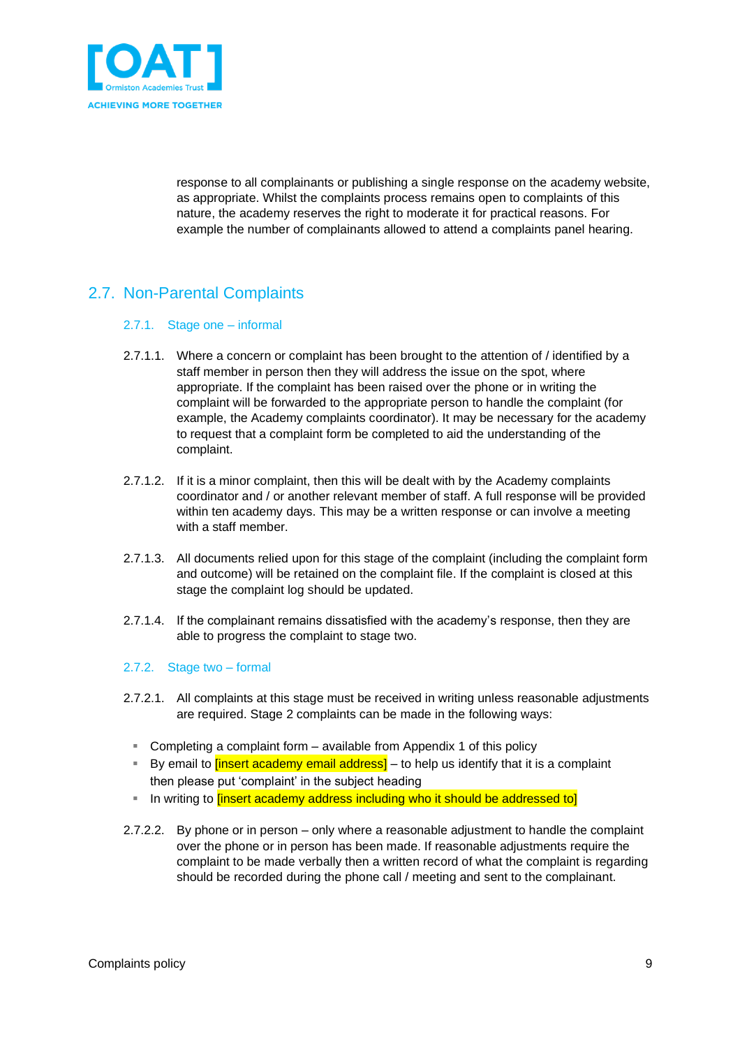response to all complainants or publishing a single response on the academy website, as appropriate. Whilst the complaints process remains open to complaints of this nature, the academy reserves the right to moderate it for practical reasons. For example the number of complainants allowed to attend a complaints panel hearing.

## 2.7. Non-Parental Complaints

### 2.7.1. Stage one – informal

2.7.1.1. Where a concern or complaint has been brought to the attention of / identified by a staff member in person then they will address the issue on the spot, where appropriate. If the complaint has been raised over the phone or in writing the complaint will be forwarded to the appropriate person to handle the complaint (for example, the Academy complaints coordinator). It may be necessary for the academy to request that a complaint form be completed to aid the understanding of the complaint.

2.7.1.2. If it is a minor complaint, then this will be dealt with by the Academy complaints coordinator and / or another relevant member of staff. A full response will be provided within ten academy days. This may be a written response or can involve a meeting with a staff member.

2.7.1.3. All documents relied upon for this stage of the complaint (including the complaint form and outcome) will be retained on the complaint file. If the complaint is closed at this stage the complaint log should be updated.

2.7.1.4. If the complainant remains dissatisfied with the academy's response, then they are able to progress the complaint to stage two.

### 2.7.2. Stage two – formal

2.7.2.1. All complaints at this stage must be received in writing unless reasonable adjustments are required. Stage 2 complaints can be made in the following ways:

- Completing a complaint form – available from Appendix 1 of this policy
- By email to [insert academy email address] – to help us identify that it is a complaint then please put 'complaint' in the subject heading
- In writing to [insert academy address including who it should be addressed to]

2.7.2.2. By phone or in person – only where a reasonable adjustment to handle the complaint over the phone or in person has been made. If reasonable adjustments require the complaint to be made verbally then a written record of what the complaint is regarding should be recorded during the phone call / meeting and sent to the complainant.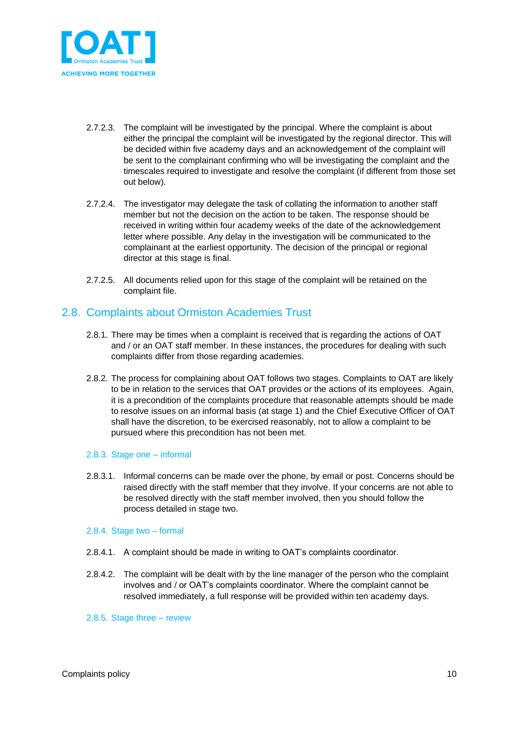2.7.2.3. The complaint will be investigated by the principal. Where the complaint is about either the principal the complaint will be investigated by the regional director. This will be decided within five academy days and an acknowledgement of the complaint will be sent to the complainant confirming who will be investigating the complaint and the timescales required to investigate and resolve the complaint (if different from those set out below).

2.7.2.4. The investigator may delegate the task of collating the information to another staff member but not the decision on the action to be taken. The response should be received in writing within four academy weeks of the date of the acknowledgement letter where possible. Any delay in the investigation will be communicated to the complainant at the earliest opportunity. The decision of the principal or regional director at this stage is final.

2.7.2.5. All documents relied upon for this stage of the complaint will be retained on the complaint file.

## 2.8. Complaints about Ormiston Academies Trust

2.8.1. There may be times when a complaint is received that is regarding the actions of OAT and / or an OAT staff member. In these instances, the procedures for dealing with such complaints differ from those regarding academies.

2.8.2. The process for complaining about OAT follows two stages. Complaints to OAT are likely to be in relation to the services that OAT provides or the actions of its employees. Again, it is a precondition of the complaints procedure that reasonable attempts should be made to resolve issues on an informal basis (at stage 1) and the Chief Executive Officer of OAT shall have the discretion, to be exercised reasonably, not to allow a complaint to be pursued where this precondition has not been met.

### 2.8.3. Stage one – informal

2.8.3.1. Informal concerns can be made over the phone, by email or post. Concerns should be raised directly with the staff member that they involve. If your concerns are not able to be resolved directly with the staff member involved, then you should follow the process detailed in stage two.

### 2.8.4. Stage two – formal

2.8.4.1. A complaint should be made in writing to OAT's complaints coordinator.

2.8.4.2. The complaint will be dealt with by the line manager of the person who the complaint involves and / or OAT's complaints coordinator. Where the complaint cannot be resolved immediately, a full response will be provided within ten academy days.

### 2.8.5. Stage three – review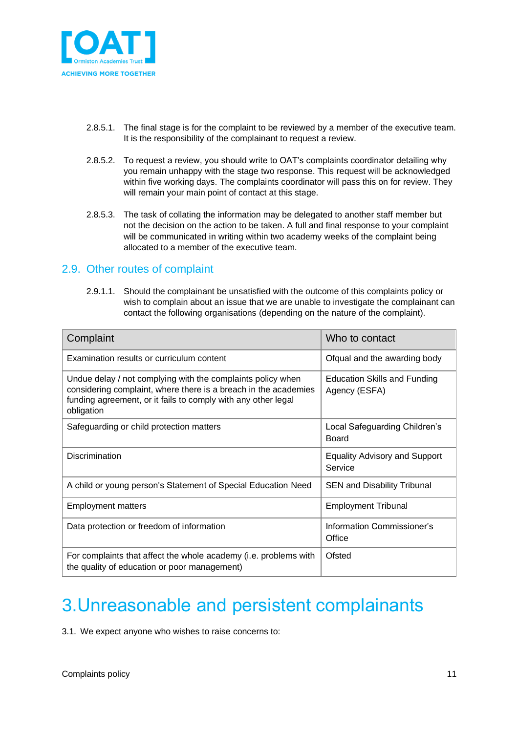2.8.5.1. The final stage is for the complaint to be reviewed by a member of the executive team. It is the responsibility of the complainant to request a review.

2.8.5.2. To request a review, you should write to OAT's complaints coordinator detailing why you remain unhappy with the stage two response. This request will be acknowledged within five working days. The complaints coordinator will pass this on for review. They will remain your main point of contact at this stage.

2.8.5.3. The task of collating the information may be delegated to another staff member but not the decision on the action to be taken. A full and final response to your complaint will be communicated in writing within two academy weeks of the complaint being allocated to a member of the executive team.

## 2.9. Other routes of complaint

2.9.1.1. Should the complainant be unsatisfied with the outcome of this complaints policy or wish to complain about an issue that we are unable to investigate the complainant can contact the following organisations (depending on the nature of the complaint).

| Complaint | Who to contact |
|---|---|
| Examination results or curriculum content | Ofqual and the awarding body |
| Undue delay / not complying with the complaints policy when considering complaint, where there is a breach in the academies funding agreement, or it fails to comply with any other legal obligation | Education Skills and Funding Agency (ESFA) |
| Safeguarding or child protection matters | Local Safeguarding Children's Board |
| Discrimination | Equality Advisory and Support Service |
| A child or young person's Statement of Special Education Need | SEN and Disability Tribunal |
| Employment matters | Employment Tribunal |
| Data protection or freedom of information | Information Commissioner's Office |
| For complaints that affect the whole academy (i.e. problems with the quality of education or poor management) | Ofsted |

# 3. Unreasonable and persistent complainants

3.1. We expect anyone who wishes to raise concerns to: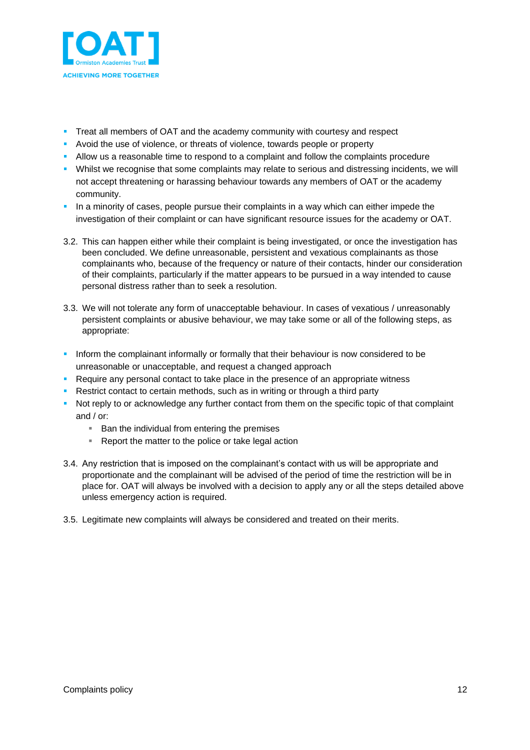- Treat all members of OAT and the academy community with courtesy and respect
- Avoid the use of violence, or threats of violence, towards people or property
- Allow us a reasonable time to respond to a complaint and follow the complaints procedure
- Whilst we recognise that some complaints may relate to serious and distressing incidents, we will not accept threatening or harassing behaviour towards any members of OAT or the academy community.
- In a minority of cases, people pursue their complaints in a way which can either impede the investigation of their complaint or can have significant resource issues for the academy or OAT.

3.2. This can happen either while their complaint is being investigated, or once the investigation has been concluded. We define unreasonable, persistent and vexatious complainants as those complainants who, because of the frequency or nature of their contacts, hinder our consideration of their complaints, particularly if the matter appears to be pursued in a way intended to cause personal distress rather than to seek a resolution.

3.3. We will not tolerate any form of unacceptable behaviour. In cases of vexatious / unreasonably persistent complaints or abusive behaviour, we may take some or all of the following steps, as appropriate:

- Inform the complainant informally or formally that their behaviour is now considered to be unreasonable or unacceptable, and request a changed approach
- Require any personal contact to take place in the presence of an appropriate witness
- Restrict contact to certain methods, such as in writing or through a third party
- Not reply to or acknowledge any further contact from them on the specific topic of that complaint and / or:
  - Ban the individual from entering the premises
  - Report the matter to the police or take legal action

3.4. Any restriction that is imposed on the complainant's contact with us will be appropriate and proportionate and the complainant will be advised of the period of time the restriction will be in place for. OAT will always be involved with a decision to apply any or all the steps detailed above unless emergency action is required.

3.5. Legitimate new complaints will always be considered and treated on their merits.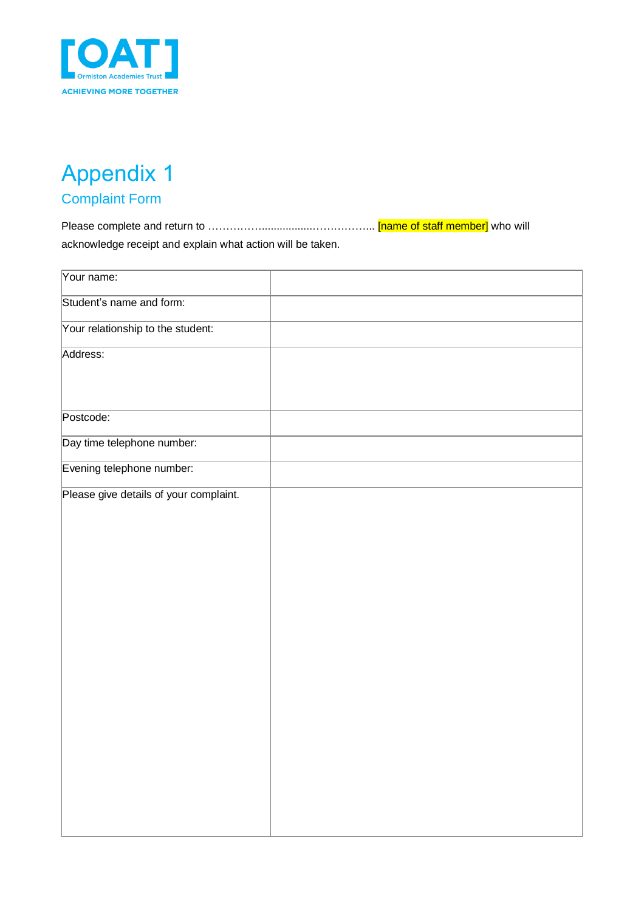# Appendix 1

## Complaint Form

Please complete and return to ……………….................……………... [name of staff member] who will acknowledge receipt and explain what action will be taken.

| Your name: | |
|---|---|
| Student's name and form: | |
| Your relationship to the student: | |
| Address: | |
| Postcode: | |
| Day time telephone number: | |
| Evening telephone number: | |
| Please give details of your complaint. | |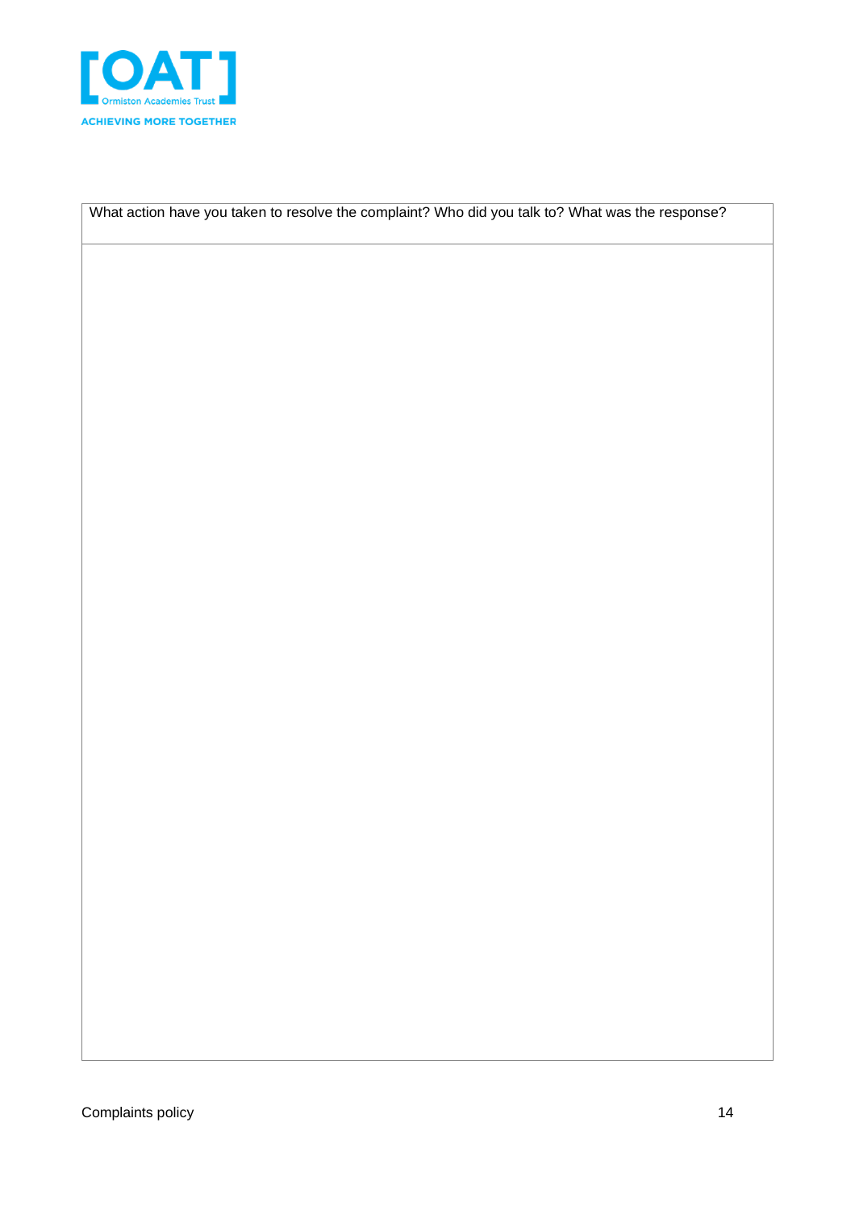| What action have you taken to resolve the complaint? Who did you talk to? What was the response? |
| --- |
| |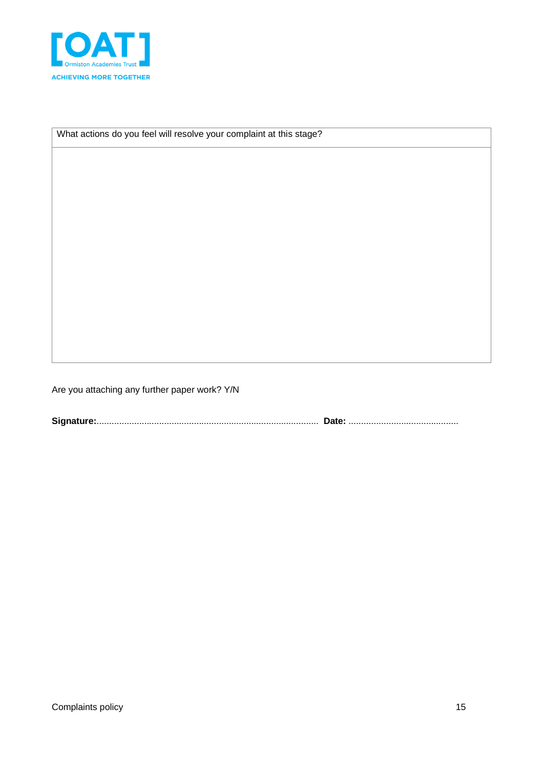| What actions do you feel will resolve your complaint at this stage? |
| --- |
| |

Are you attaching any further paper work? Y/N

**Signature:**......................................................................................... **Date:** ............................................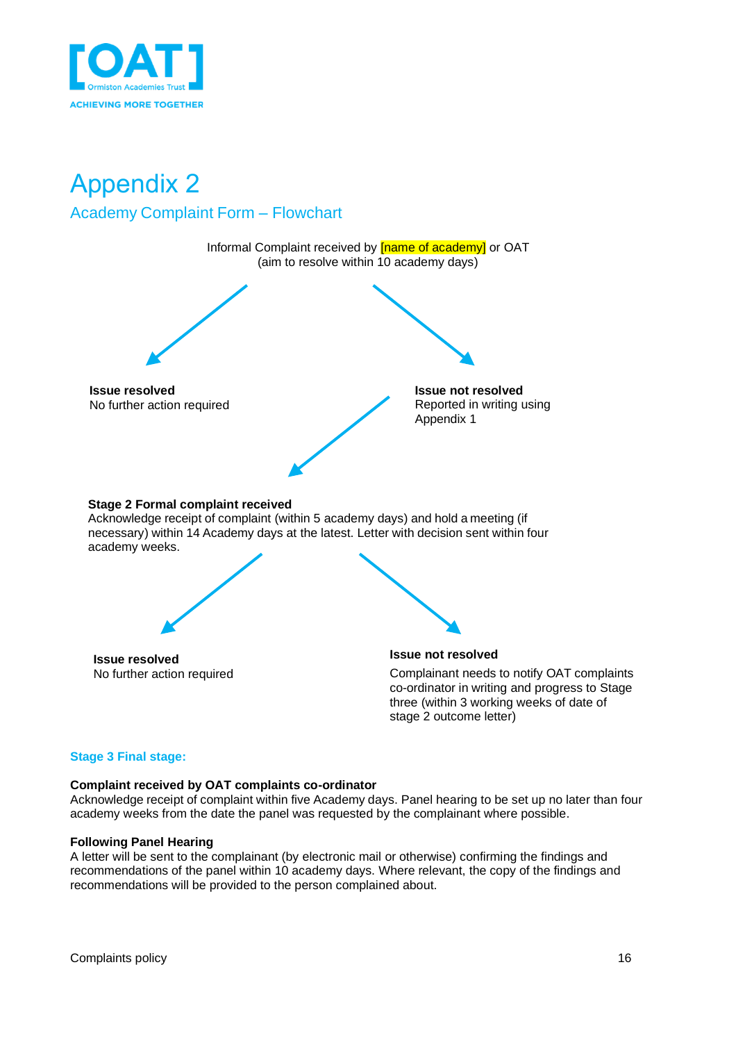# Appendix 2

## Academy Complaint Form – Flowchart

Informal Complaint received by [name of academy] or OAT
(aim to resolve within 10 academy days)

**Issue resolved**
No further action required

**Issue not resolved**
Reported in writing using Appendix 1

**Stage 2 Formal complaint received**
Acknowledge receipt of complaint (within 5 academy days) and hold a meeting (if necessary) within 14 Academy days at the latest. Letter with decision sent within four academy weeks.

**Issue resolved**
No further action required

**Issue not resolved**
Complainant needs to notify OAT complaints co-ordinator in writing and progress to Stage three (within 3 working weeks of date of stage 2 outcome letter)

### Stage 3 Final stage:

**Complaint received by OAT complaints co-ordinator**
Acknowledge receipt of complaint within five Academy days. Panel hearing to be set up no later than four academy weeks from the date the panel was requested by the complainant where possible.

**Following Panel Hearing**
A letter will be sent to the complainant (by electronic mail or otherwise) confirming the findings and recommendations of the panel within 10 academy days. Where relevant, the copy of the findings and recommendations will be provided to the person complained about.